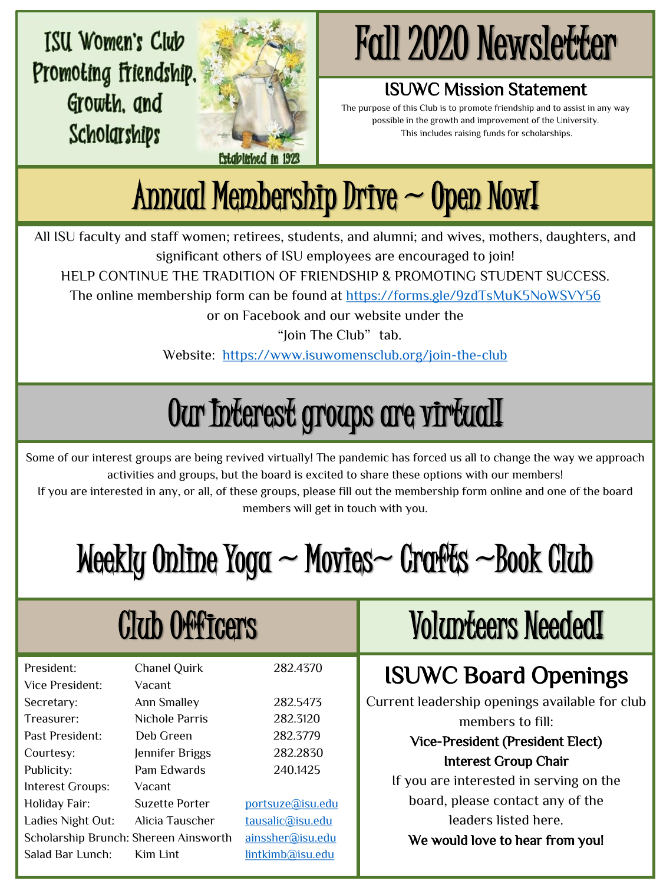ISU Women's Club
Promoting Friendship, Growth, and Scholarships

Established in 1923

# Fall 2020 Newsletter

## ISUWC Mission Statement

The purpose of this Club is to promote friendship and to assist in any way possible in the growth and improvement of the University. This includes raising funds for scholarships.

# Annual Membership Drive ~ Open Now!

All ISU faculty and staff women; retirees, students, and alumni; and wives, mothers, daughters, and significant others of ISU employees are encouraged to join!

HELP CONTINUE THE TRADITION OF FRIENDSHIP & PROMOTING STUDENT SUCCESS.

The online membership form can be found at https://forms.gle/9zdTsMuK5NoWSVY56 or on Facebook and our website under the "Join The Club" tab.

Website: https://www.isuwomensclub.org/join-the-club

# Our Interest groups are virtual!

Some of our interest groups are being revived virtually! The pandemic has forced us all to change the way we approach activities and groups, but the board is excited to share these options with our members!

If you are interested in any, or all, of these groups, please fill out the membership form online and one of the board members will get in touch with you.

# Weekly Online Yoga ~ Movies~ Crafts ~Book Club

## Club Officers

| Position | Name | Contact |
|---|---|---|
| President: | Chanel Quirk | 282.4370 |
| Vice President: | Vacant | |
| Secretary: | Ann Smalley | 282.5473 |
| Treasurer: | Nichole Parris | 282.3120 |
| Past President: | Deb Green | 282.3779 |
| Courtesy: | Jennifer Briggs | 282.2830 |
| Publicity: | Pam Edwards | 240.1425 |
| Interest Groups: | Vacant | |
| Holiday Fair: | Suzette Porter | portsuze@isu.edu |
| Ladies Night Out: | Alicia Tauscher | tausalic@isu.edu |
| Scholarship Brunch: | Shereen Ainsworth | ainssher@isu.edu |
| Salad Bar Lunch: | Kim Lint | lintkimb@isu.edu |

## Volunteers Needed!

### ISUWC Board Openings

Current leadership openings available for club members to fill:

**Vice-President (President Elect)**

**Interest Group Chair**

If you are interested in serving on the board, please contact any of the leaders listed here.

**We would love to hear from you!**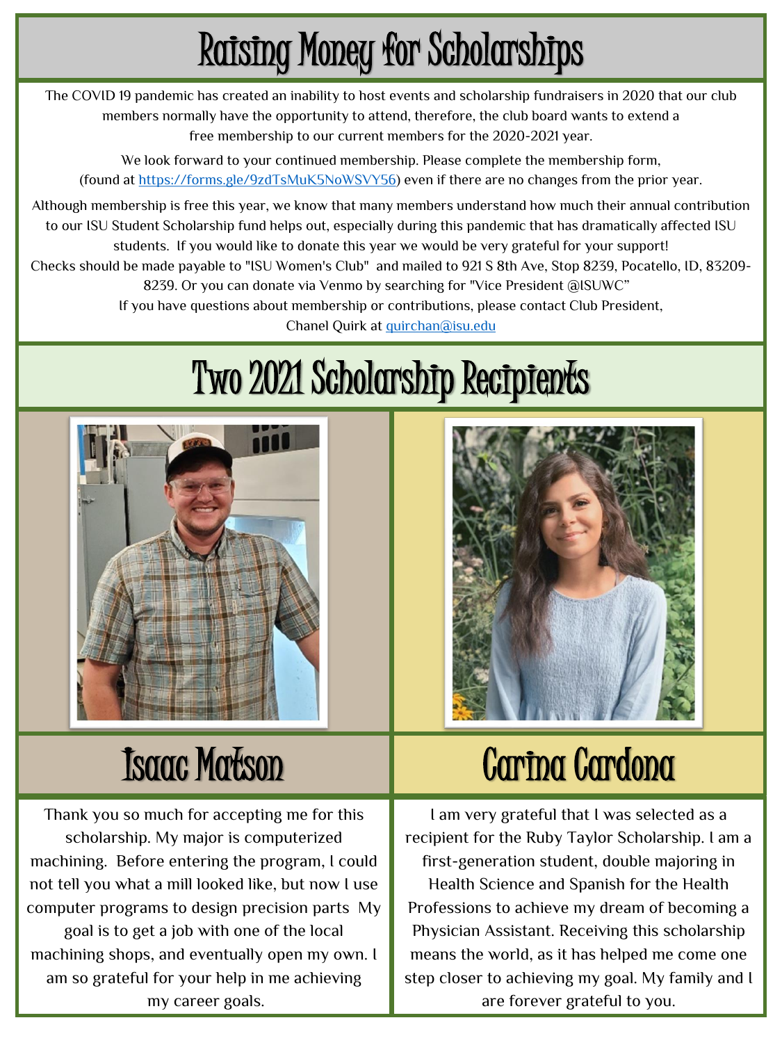# Raising Money for Scholarships

The COVID 19 pandemic has created an inability to host events and scholarship fundraisers in 2020 that our club members normally have the opportunity to attend, therefore, the club board wants to extend a free membership to our current members for the 2020-2021 year.

We look forward to your continued membership. Please complete the membership form, (found at https://forms.gle/9zdTsMuK5NoWSVY56) even if there are no changes from the prior year.

Although membership is free this year, we know that many members understand how much their annual contribution to our ISU Student Scholarship fund helps out, especially during this pandemic that has dramatically affected ISU students. If you would like to donate this year we would be very grateful for your support!
Checks should be made payable to "ISU Women's Club" and mailed to 921 S 8th Ave, Stop 8239, Pocatello, ID, 83209-8239. Or you can donate via Venmo by searching for "Vice President @ISUWC"
If you have questions about membership or contributions, please contact Club President, Chanel Quirk at quirchan@isu.edu

# Two 2021 Scholarship Recipients

## Isaac Matson

Thank you so much for accepting me for this scholarship. My major is computerized machining. Before entering the program, I could not tell you what a mill looked like, but now I use computer programs to design precision parts My goal is to get a job with one of the local machining shops, and eventually open my own. I am so grateful for your help in me achieving my career goals.

## Carina Cardona

I am very grateful that I was selected as a recipient for the Ruby Taylor Scholarship. I am a first-generation student, double majoring in Health Science and Spanish for the Health Professions to achieve my dream of becoming a Physician Assistant. Receiving this scholarship means the world, as it has helped me come one step closer to achieving my goal. My family and I are forever grateful to you.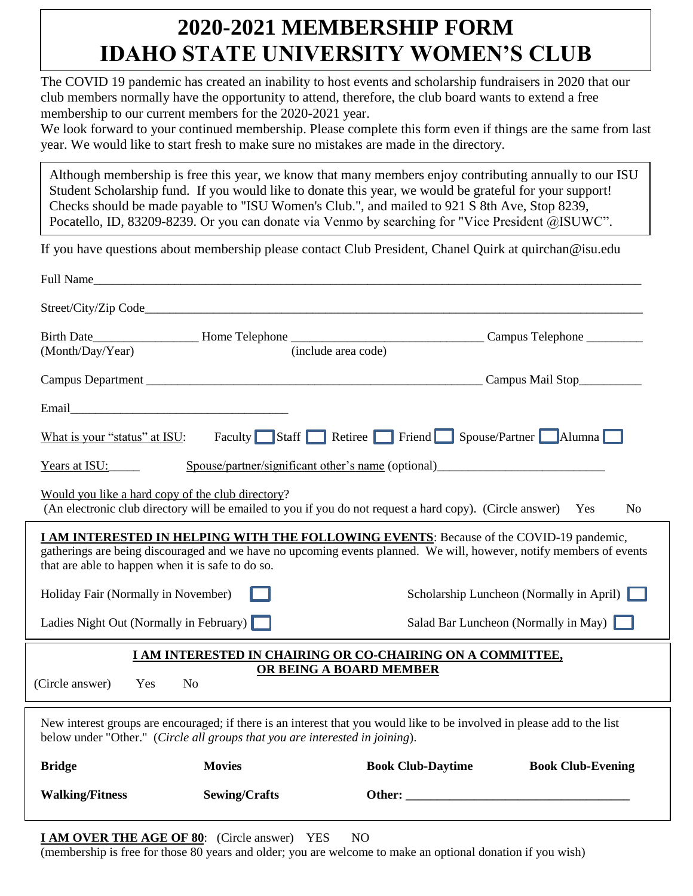# 2020-2021 MEMBERSHIP FORM
# IDAHO STATE UNIVERSITY WOMEN'S CLUB

The COVID 19 pandemic has created an inability to host events and scholarship fundraisers in 2020 that our club members normally have the opportunity to attend, therefore, the club board wants to extend a free membership to our current members for the 2020-2021 year.
We look forward to your continued membership. Please complete this form even if things are the same from last year. We would like to start fresh to make sure no mistakes are made in the directory.

Although membership is free this year, we know that many members enjoy contributing annually to our ISU Student Scholarship fund. If you would like to donate this year, we would be grateful for your support! Checks should be made payable to "ISU Women's Club.", and mailed to 921 S 8th Ave, Stop 8239, Pocatello, ID, 83209-8239. Or you can donate via Venmo by searching for "Vice President @ISUWC".

If you have questions about membership please contact Club President, Chanel Quirk at quirchan@isu.edu

Full Name________________________________________________________________________________

Street/City/Zip Code_______________________________________________________________________

Birth Date________________ Home Telephone ______________________________ Campus Telephone _________
(Month/Day/Year) (include area code)

Campus Department ____________________________________________________ Campus Mail Stop__________

Email___________________________________

What is your "status" at ISU: Faculty ☐ Staff ☐ Retiree ☐ Friend ☐ Spouse/Partner ☐ Alumna ☐

Years at ISU:_____ Spouse/partner/significant other's name (optional)___________________________

Would you like a hard copy of the club directory?
(An electronic club directory will be emailed to you if you do not request a hard copy). (Circle answer) Yes No

**I AM INTERESTED IN HELPING WITH THE FOLLOWING EVENTS**: Because of the COVID-19 pandemic, gatherings are being discouraged and we have no upcoming events planned. We will, however, notify members of events that are able to happen when it is safe to do so.

Holiday Fair (Normally in November) ☐

Scholarship Luncheon (Normally in April) ☐

Ladies Night Out (Normally in February) ☐

Salad Bar Luncheon (Normally in May) ☐

**I AM INTERESTED IN CHAIRING OR CO-CHAIRING ON A COMMITTEE, OR BEING A BOARD MEMBER**

(Circle answer) Yes No

New interest groups are encouraged; if there is an interest that you would like to be involved in please add to the list below under "Other." (*Circle all groups that you are interested in joining*).

**Bridge** **Movies** **Book Club-Daytime** **Book Club-Evening**

**Walking/Fitness** **Sewing/Crafts** **Other: ___________________________________**

**I AM OVER THE AGE OF 80**: (Circle answer) YES NO
(membership is free for those 80 years and older; you are welcome to make an optional donation if you wish)